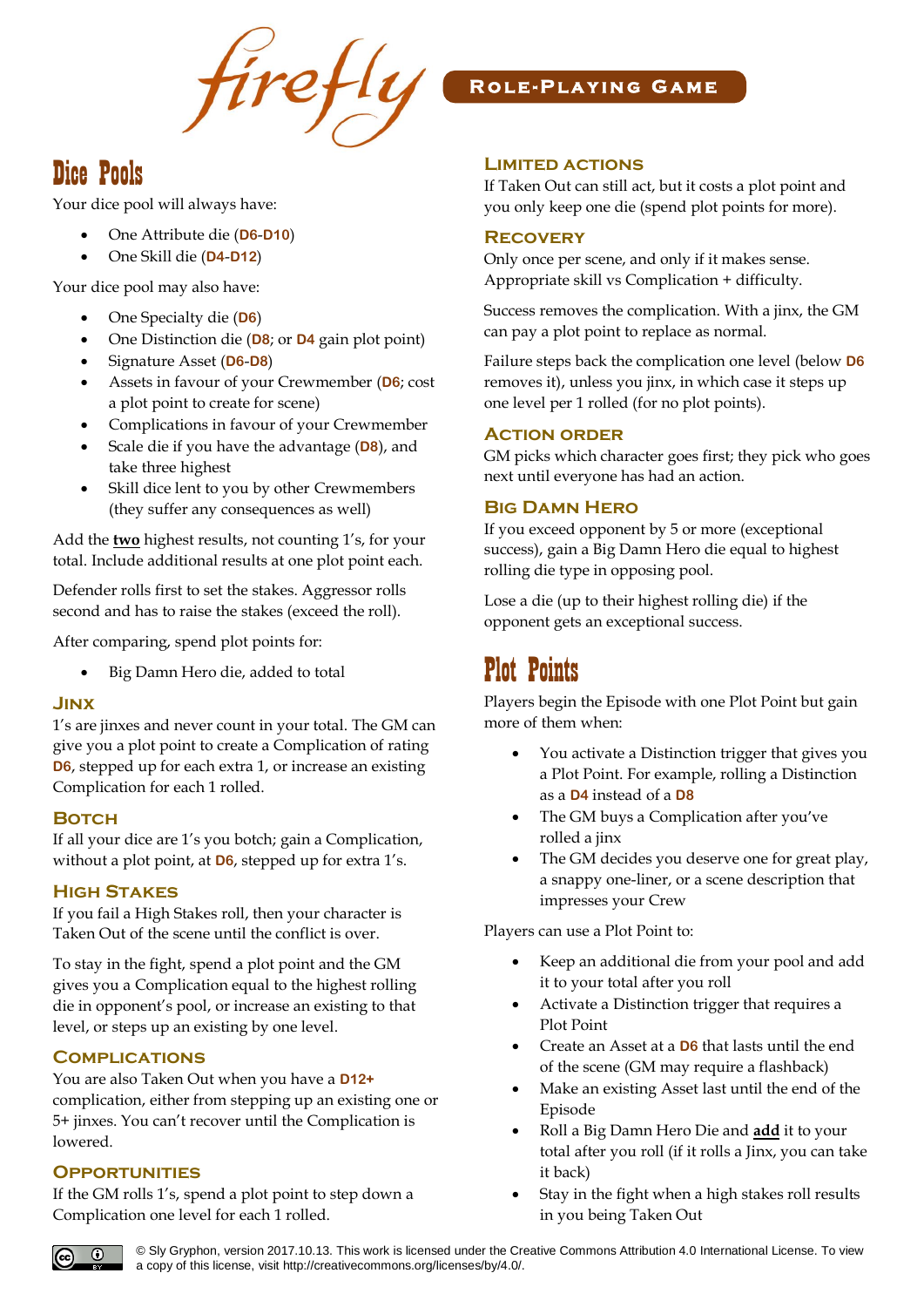# firefly ROLE-PLAYING GAME

## Dice Pools

Your dice pool will always have:

- One Attribute die (**D6-D10**)
- One Skill die (**D4-D12**)

Your dice pool may also have:

- One Specialty die (**D6**)
- One Distinction die (**D8**; or **D4** gain plot point)
- Signature Asset (**D6-D8**)
- Assets in favour of your Crewmember (**D6**; cost a plot point to create for scene)
- Complications in favour of your Crewmember
- Scale die if you have the advantage (**D8**), and take three highest
- Skill dice lent to you by other Crewmembers (they suffer any consequences as well)

Add the **two** highest results, not counting 1's, for your total. Include additional results at one plot point each.

Defender rolls first to set the stakes. Aggressor rolls second and has to raise the stakes (exceed the roll).

After comparing, spend plot points for:

- Big Damn Hero die, added to total

### Jinx

1's are jinxes and never count in your total. The GM can give you a plot point to create a Complication of rating **D6**, stepped up for each extra 1, or increase an existing Complication for each 1 rolled.

### Botch

If all your dice are 1's you botch; gain a Complication, without a plot point, at **D6**, stepped up for extra 1's.

### High Stakes

If you fail a High Stakes roll, then your character is Taken Out of the scene until the conflict is over.

To stay in the fight, spend a plot point and the GM gives you a Complication equal to the highest rolling die in opponent's pool, or increase an existing to that level, or steps up an existing by one level.

### Complications

You are also Taken Out when you have a **D12+** complication, either from stepping up an existing one or 5+ jinxes. You can't recover until the Complication is lowered.

### Opportunities

If the GM rolls 1's, spend a plot point to step down a Complication one level for each 1 rolled.

### Limited Actions

If Taken Out can still act, but it costs a plot point and you only keep one die (spend plot points for more).

### Recovery

Only once per scene, and only if it makes sense. Appropriate skill vs Complication + difficulty.

Success removes the complication. With a jinx, the GM can pay a plot point to replace as normal.

Failure steps back the complication one level (below **D6** removes it), unless you jinx, in which case it steps up one level per 1 rolled (for no plot points).

### Action Order

GM picks which character goes first; they pick who goes next until everyone has had an action.

### Big Damn Hero

If you exceed opponent by 5 or more (exceptional success), gain a Big Damn Hero die equal to highest rolling die type in opposing pool.

Lose a die (up to their highest rolling die) if the opponent gets an exceptional success.

## Plot Points

Players begin the Episode with one Plot Point but gain more of them when:

- You activate a Distinction trigger that gives you a Plot Point. For example, rolling a Distinction as a **D4** instead of a **D8**
- The GM buys a Complication after you've rolled a jinx
- The GM decides you deserve one for great play, a snappy one-liner, or a scene description that impresses your Crew

Players can use a Plot Point to:

- Keep an additional die from your pool and add it to your total after you roll
- Activate a Distinction trigger that requires a Plot Point
- Create an Asset at a **D6** that lasts until the end of the scene (GM may require a flashback)
- Make an existing Asset last until the end of the Episode
- Roll a Big Damn Hero Die and **add** it to your total after you roll (if it rolls a Jinx, you can take it back)
- Stay in the fight when a high stakes roll results in you being Taken Out

© Sly Gryphon, version 2017.10.13. This work is licensed under the Creative Commons Attribution 4.0 International License. To view a copy of this license, visit http://creativecommons.org/licenses/by/4.0/.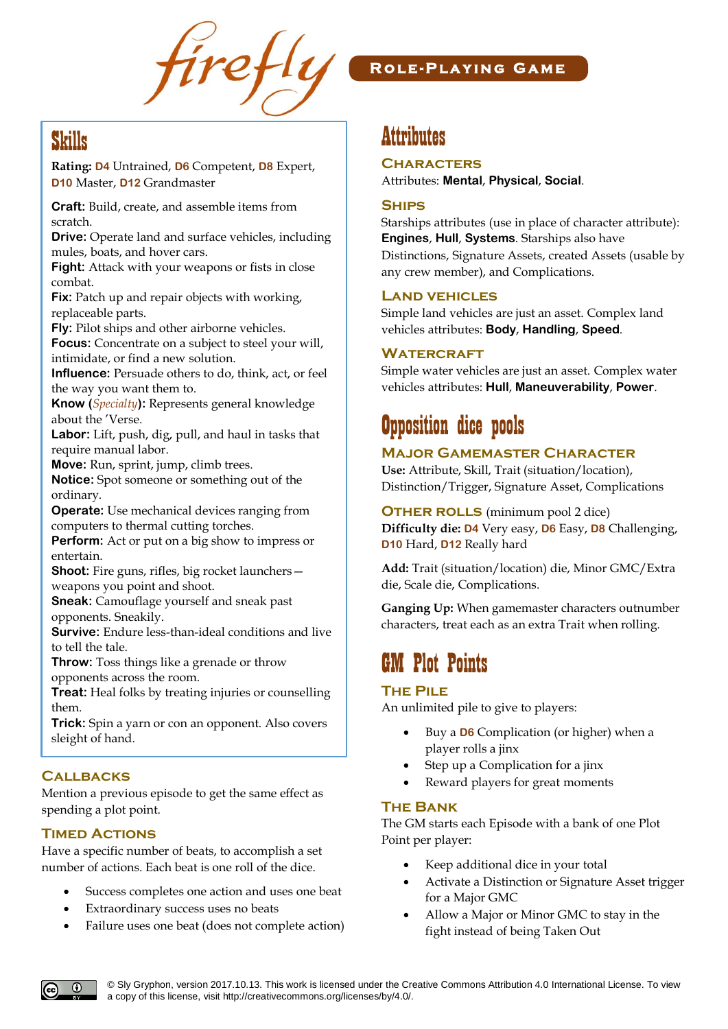firefly ROLE-PLAYING GAME

## Skills

**Rating:** D4 Untrained, D6 Competent, D8 Expert, D10 Master, D12 Grandmaster

**Craft:** Build, create, and assemble items from scratch.
**Drive:** Operate land and surface vehicles, including mules, boats, and hover cars.
**Fight:** Attack with your weapons or fists in close combat.
**Fix:** Patch up and repair objects with working, replaceable parts.
**Fly:** Pilot ships and other airborne vehicles.
**Focus:** Concentrate on a subject to steel your will, intimidate, or find a new solution.
**Influence:** Persuade others to do, think, act, or feel the way you want them to.
**Know (*Specialty*):** Represents general knowledge about the 'Verse.
**Labor:** Lift, push, dig, pull, and haul in tasks that require manual labor.
**Move:** Run, sprint, jump, climb trees.
**Notice:** Spot someone or something out of the ordinary.
**Operate:** Use mechanical devices ranging from computers to thermal cutting torches.
**Perform:** Act or put on a big show to impress or entertain.
**Shoot:** Fire guns, rifles, big rocket launchers—weapons you point and shoot.
**Sneak:** Camouflage yourself and sneak past opponents. Sneakily.
**Survive:** Endure less-than-ideal conditions and live to tell the tale.
**Throw:** Toss things like a grenade or throw opponents across the room.
**Treat:** Heal folks by treating injuries or counselling them.
**Trick:** Spin a yarn or con an opponent. Also covers sleight of hand.

### Callbacks

Mention a previous episode to get the same effect as spending a plot point.

### Timed Actions

Have a specific number of beats, to accomplish a set number of actions. Each beat is one roll of the dice.

- Success completes one action and uses one beat
- Extraordinary success uses no beats
- Failure uses one beat (does not complete action)

## Attributes

### Characters

Attributes: **Mental**, **Physical**, **Social**.

### Ships

Starships attributes (use in place of character attribute): **Engines**, **Hull**, **Systems**. Starships also have Distinctions, Signature Assets, created Assets (usable by any crew member), and Complications.

### Land Vehicles

Simple land vehicles are just an asset. Complex land vehicles attributes: **Body**, **Handling**, **Speed**.

### Watercraft

Simple water vehicles are just an asset. Complex water vehicles attributes: **Hull**, **Maneuverability**, **Power**.

## Opposition dice pools

### Major Gamemaster Character

**Use:** Attribute, Skill, Trait (situation/location), Distinction/Trigger, Signature Asset, Complications

### Other Rolls (minimum pool 2 dice)

**Difficulty die:** D4 Very easy, D6 Easy, D8 Challenging, D10 Hard, D12 Really hard

**Add:** Trait (situation/location) die, Minor GMC/Extra die, Scale die, Complications.

**Ganging Up:** When gamemaster characters outnumber characters, treat each as an extra Trait when rolling.

## GM Plot Points

### The Pile

An unlimited pile to give to players:

- Buy a D6 Complication (or higher) when a player rolls a jinx
- Step up a Complication for a jinx
- Reward players for great moments

### The Bank

The GM starts each Episode with a bank of one Plot Point per player:

- Keep additional dice in your total
- Activate a Distinction or Signature Asset trigger for a Major GMC
- Allow a Major or Minor GMC to stay in the fight instead of being Taken Out

© Sly Gryphon, version 2017.10.13. This work is licensed under the Creative Commons Attribution 4.0 International License. To view a copy of this license, visit http://creativecommons.org/licenses/by/4.0/.